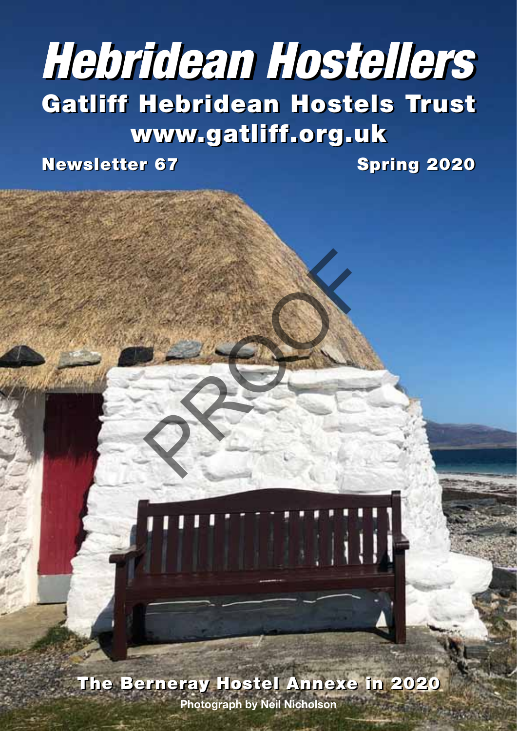# Hebridean Hostellers

## Gatliff Hebridean Hostels Trust

**www.gatliff.org.uk**

**Newsletter 67** **Spring 2020**

PROOF

**The Berneray Hostel Annexe in 2020**

**Photograph by Neil Nicholson**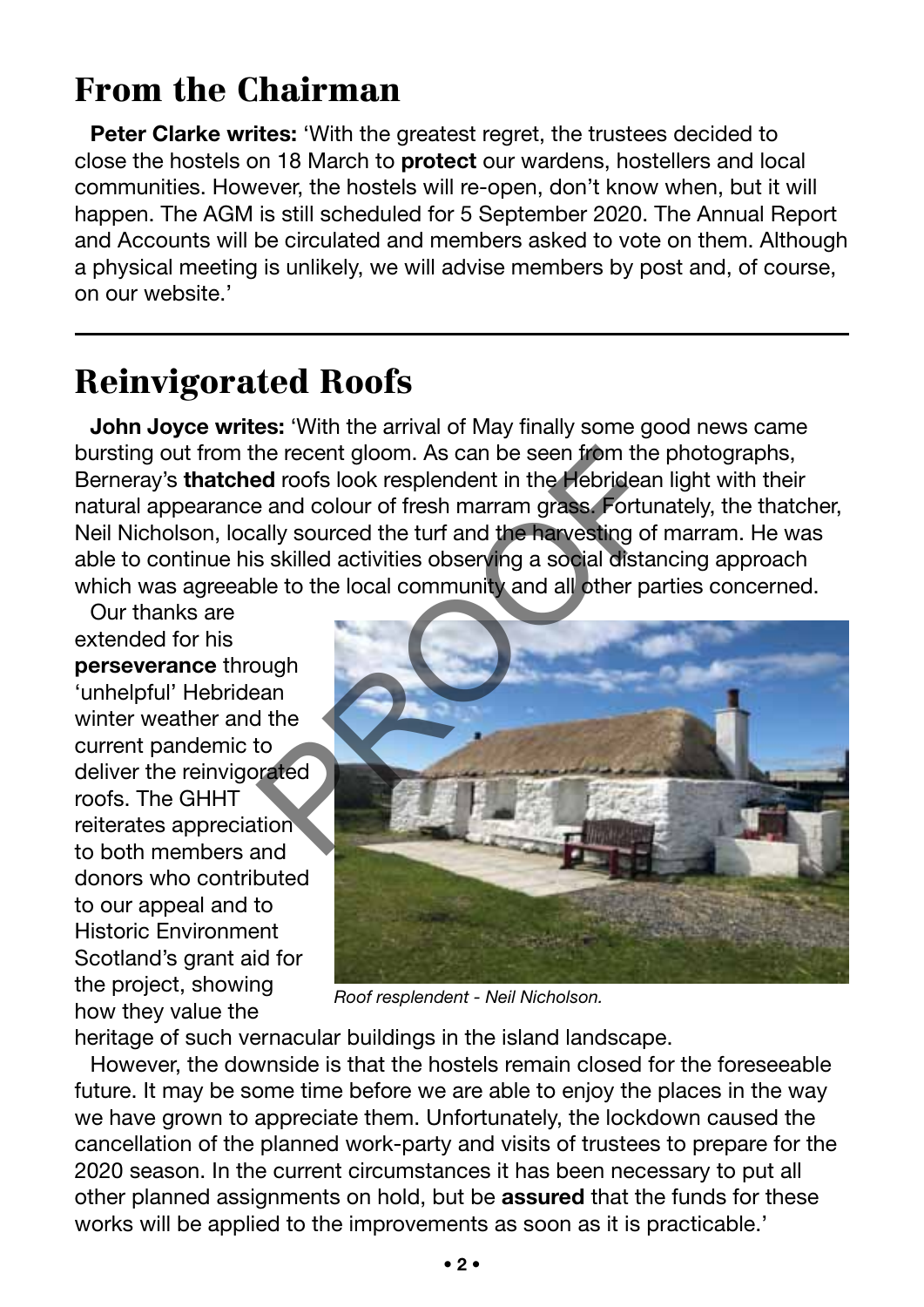## From the Chairman

**Peter Clarke writes:** 'With the greatest regret, the trustees decided to close the hostels on 18 March to **protect** our wardens, hostellers and local communities. However, the hostels will re-open, don't know when, but it will happen. The AGM is still scheduled for 5 September 2020. The Annual Report and Accounts will be circulated and members asked to vote on them. Although a physical meeting is unlikely, we will advise members by post and, of course, on our website.'

---

## Reinvigorated Roofs

**John Joyce writes:** 'With the arrival of May finally some good news came bursting out from the recent gloom. As can be seen from the photographs, Berneray's **thatched** roofs look resplendent in the Hebridean light with their natural appearance and colour of fresh marram grass. Fortunately, the thatcher, Neil Nicholson, locally sourced the turf and the harvesting of marram. He was able to continue his skilled activities observing a social distancing approach which was agreeable to the local community and all other parties concerned.

Our thanks are extended for his **perseverance** through 'unhelpful' Hebridean winter weather and the current pandemic to deliver the reinvigorated roofs. The GHHT reiterates appreciation to both members and donors who contributed to our appeal and to Historic Environment Scotland's grant aid for the project, showing how they value the heritage of such vernacular buildings in the island landscape.

*Roof resplendent - Neil Nicholson.*

However, the downside is that the hostels remain closed for the foreseeable future. It may be some time before we are able to enjoy the places in the way we have grown to appreciate them. Unfortunately, the lockdown caused the cancellation of the planned work-party and visits of trustees to prepare for the 2020 season. In the current circumstances it has been necessary to put all other planned assignments on hold, but be **assured** that the funds for these works will be applied to the improvements as soon as it is practicable.'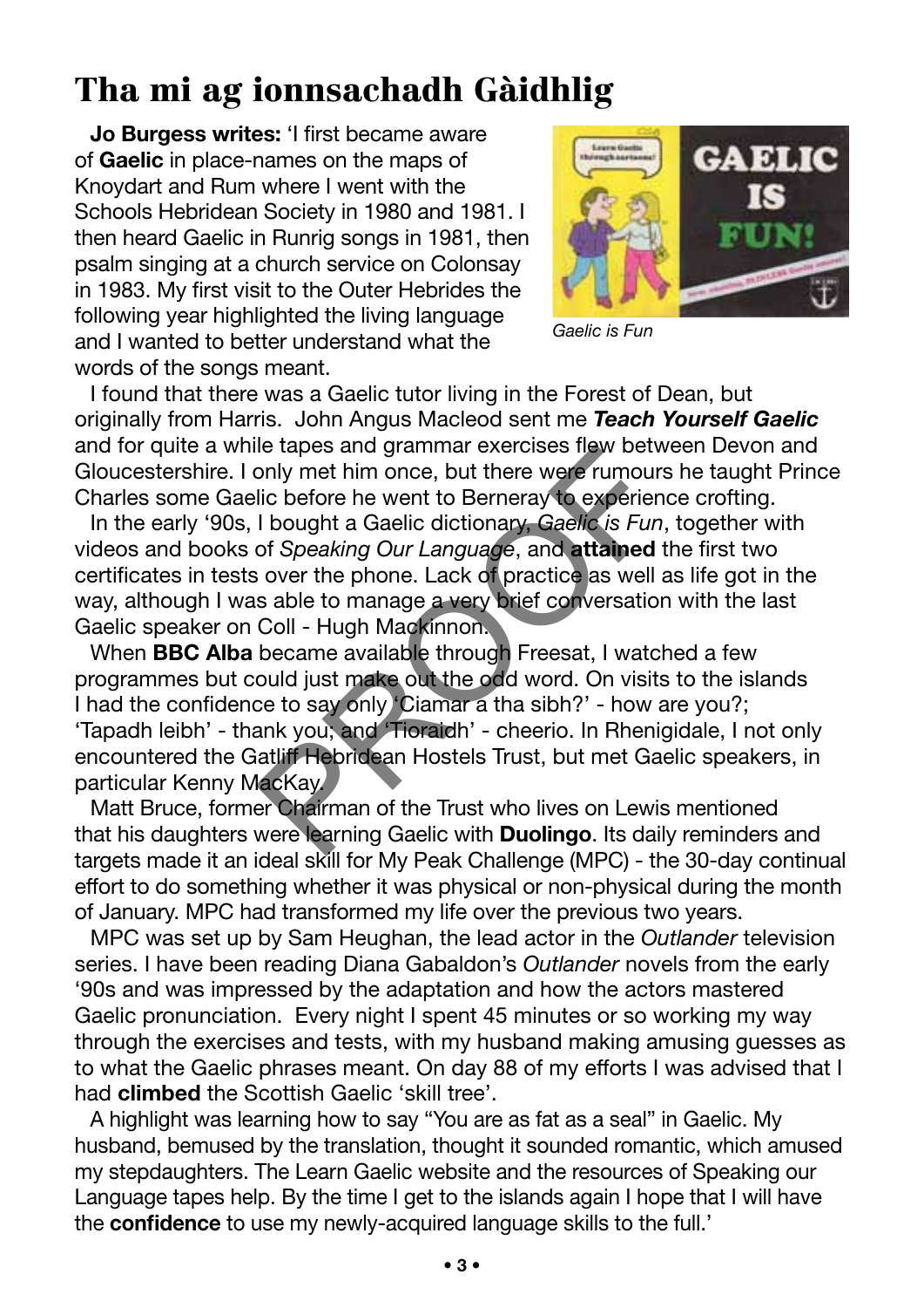# Tha mi ag ionnsachadh Gàidhlig

**Jo Burgess writes:** 'I first became aware of **Gaelic** in place-names on the maps of Knoydart and Rum where I went with the Schools Hebridean Society in 1980 and 1981. I then heard Gaelic in Runrig songs in 1981, then psalm singing at a church service on Colonsay in 1983. My first visit to the Outer Hebrides the following year highlighted the living language and I wanted to better understand what the words of the songs meant.

*Gaelic is Fun*

I found that there was a Gaelic tutor living in the Forest of Dean, but originally from Harris. John Angus Macleod sent me ***Teach Yourself Gaelic*** and for quite a while tapes and grammar exercises flew between Devon and Gloucestershire. I only met him once, but there were rumours he taught Prince Charles some Gaelic before he went to Berneray to experience crofting.

In the early '90s, I bought a Gaelic dictionary, *Gaelic is Fun*, together with videos and books of *Speaking Our Language*, and **attained** the first two certificates in tests over the phone. Lack of practice as well as life got in the way, although I was able to manage a very brief conversation with the last Gaelic speaker on Coll - Hugh Mackinnon.

When **BBC Alba** became available through Freesat, I watched a few programmes but could just make out the odd word. On visits to the islands I had the confidence to say only 'Ciamar a tha sibh?' - how are you?; 'Tapadh leibh' - thank you; and 'Tioraidh' - cheerio. In Rhenigidale, I not only encountered the Gatliff Hebridean Hostels Trust, but met Gaelic speakers, in particular Kenny MacKay.

Matt Bruce, former Chairman of the Trust who lives on Lewis mentioned that his daughters were learning Gaelic with **Duolingo**. Its daily reminders and targets made it an ideal skill for My Peak Challenge (MPC) - the 30-day continual effort to do something whether it was physical or non-physical during the month of January. MPC had transformed my life over the previous two years.

MPC was set up by Sam Heughan, the lead actor in the *Outlander* television series. I have been reading Diana Gabaldon's *Outlander* novels from the early '90s and was impressed by the adaptation and how the actors mastered Gaelic pronunciation. Every night I spent 45 minutes or so working my way through the exercises and tests, with my husband making amusing guesses as to what the Gaelic phrases meant. On day 88 of my efforts I was advised that I had **climbed** the Scottish Gaelic 'skill tree'.

A highlight was learning how to say "You are as fat as a seal" in Gaelic. My husband, bemused by the translation, thought it sounded romantic, which amused my stepdaughters. The Learn Gaelic website and the resources of Speaking our Language tapes help. By the time I get to the islands again I hope that I will have the **confidence** to use my newly-acquired language skills to the full.'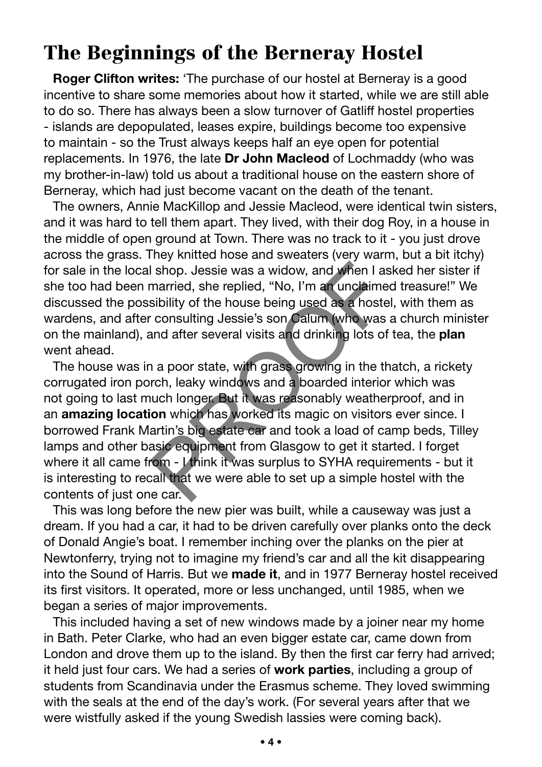# The Beginnings of the Berneray Hostel

**Roger Clifton writes:** 'The purchase of our hostel at Berneray is a good incentive to share some memories about how it started, while we are still able to do so. There has always been a slow turnover of Gatliff hostel properties - islands are depopulated, leases expire, buildings become too expensive to maintain - so the Trust always keeps half an eye open for potential replacements. In 1976, the late **Dr John Macleod** of Lochmaddy (who was my brother-in-law) told us about a traditional house on the eastern shore of Berneray, which had just become vacant on the death of the tenant.

The owners, Annie MacKillop and Jessie Macleod, were identical twin sisters, and it was hard to tell them apart. They lived, with their dog Roy, in a house in the middle of open ground at Town. There was no track to it - you just drove across the grass. They knitted hose and sweaters (very warm, but a bit itchy) for sale in the local shop. Jessie was a widow, and when I asked her sister if she too had been married, she replied, "No, I'm an unclaimed treasure!" We discussed the possibility of the house being used as a hostel, with them as wardens, and after consulting Jessie's son Calum (who was a church minister on the mainland), and after several visits and drinking lots of tea, the **plan** went ahead.

The house was in a poor state, with grass growing in the thatch, a rickety corrugated iron porch, leaky windows and a boarded interior which was not going to last much longer. But it was reasonably weatherproof, and in an **amazing location** which has worked its magic on visitors ever since. I borrowed Frank Martin's big estate car and took a load of camp beds, Tilley lamps and other basic equipment from Glasgow to get it started. I forget where it all came from - I think it was surplus to SYHA requirements - but it is interesting to recall that we were able to set up a simple hostel with the contents of just one car.

This was long before the new pier was built, while a causeway was just a dream. If you had a car, it had to be driven carefully over planks onto the deck of Donald Angie's boat. I remember inching over the planks on the pier at Newtonferry, trying not to imagine my friend's car and all the kit disappearing into the Sound of Harris. But we **made it**, and in 1977 Berneray hostel received its first visitors. It operated, more or less unchanged, until 1985, when we began a series of major improvements.

This included having a set of new windows made by a joiner near my home in Bath. Peter Clarke, who had an even bigger estate car, came down from London and drove them up to the island. By then the first car ferry had arrived; it held just four cars. We had a series of **work parties**, including a group of students from Scandinavia under the Erasmus scheme. They loved swimming with the seals at the end of the day's work. (For several years after that we were wistfully asked if the young Swedish lassies were coming back).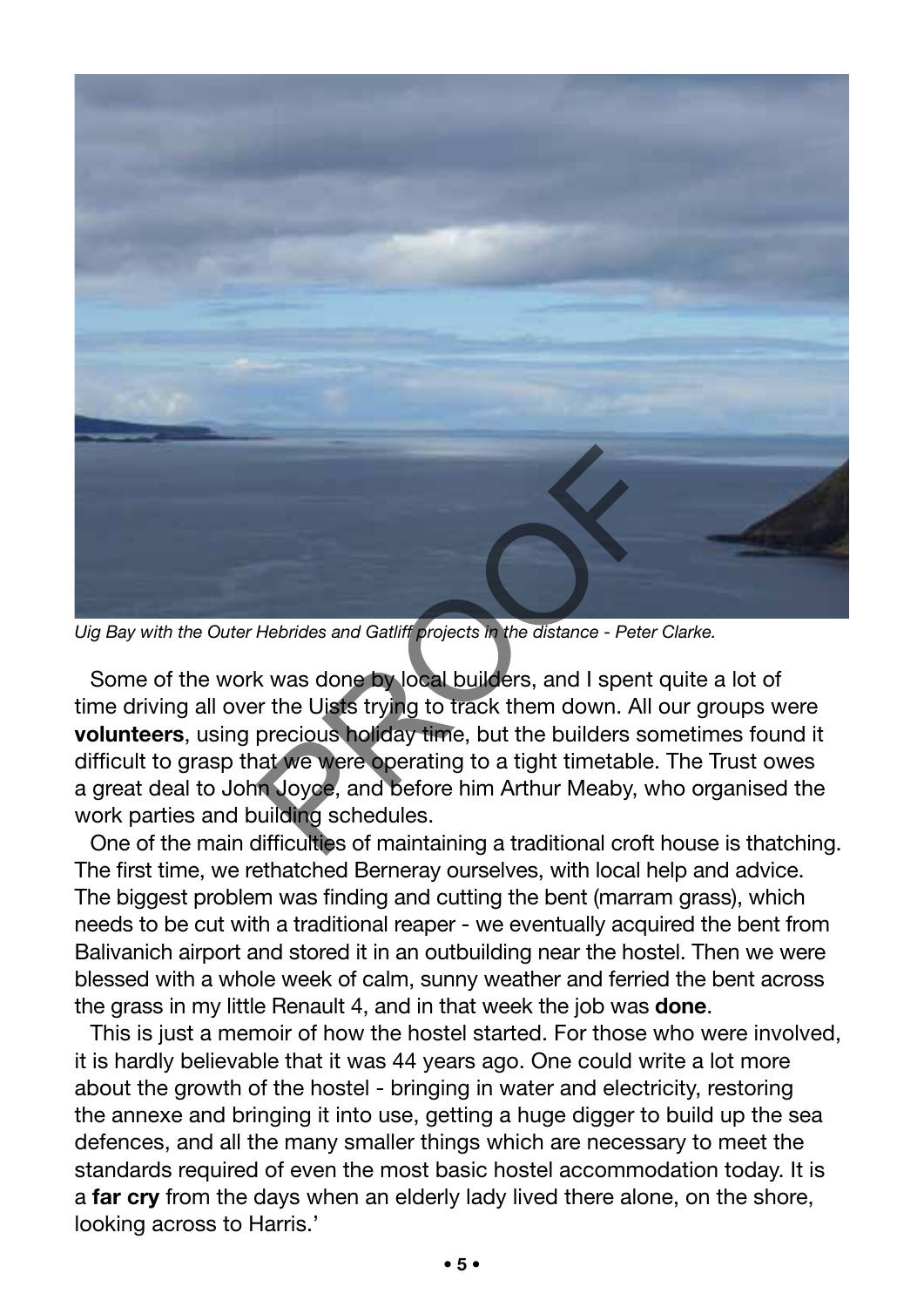*Uig Bay with the Outer Hebrides and Gatliff projects in the distance - Peter Clarke.*

Some of the work was done by local builders, and I spent quite a lot of time driving all over the Uists trying to track them down. All our groups were **volunteers**, using precious holiday time, but the builders sometimes found it difficult to grasp that we were operating to a tight timetable. The Trust owes a great deal to John Joyce, and before him Arthur Meaby, who organised the work parties and building schedules.

One of the main difficulties of maintaining a traditional croft house is thatching. The first time, we rethatched Berneray ourselves, with local help and advice. The biggest problem was finding and cutting the bent (marram grass), which needs to be cut with a traditional reaper - we eventually acquired the bent from Balivanich airport and stored it in an outbuilding near the hostel. Then we were blessed with a whole week of calm, sunny weather and ferried the bent across the grass in my little Renault 4, and in that week the job was **done**.

This is just a memoir of how the hostel started. For those who were involved, it is hardly believable that it was 44 years ago. One could write a lot more about the growth of the hostel - bringing in water and electricity, restoring the annexe and bringing it into use, getting a huge digger to build up the sea defences, and all the many smaller things which are necessary to meet the standards required of even the most basic hostel accommodation today. It is a **far cry** from the days when an elderly lady lived there alone, on the shore, looking across to Harris.'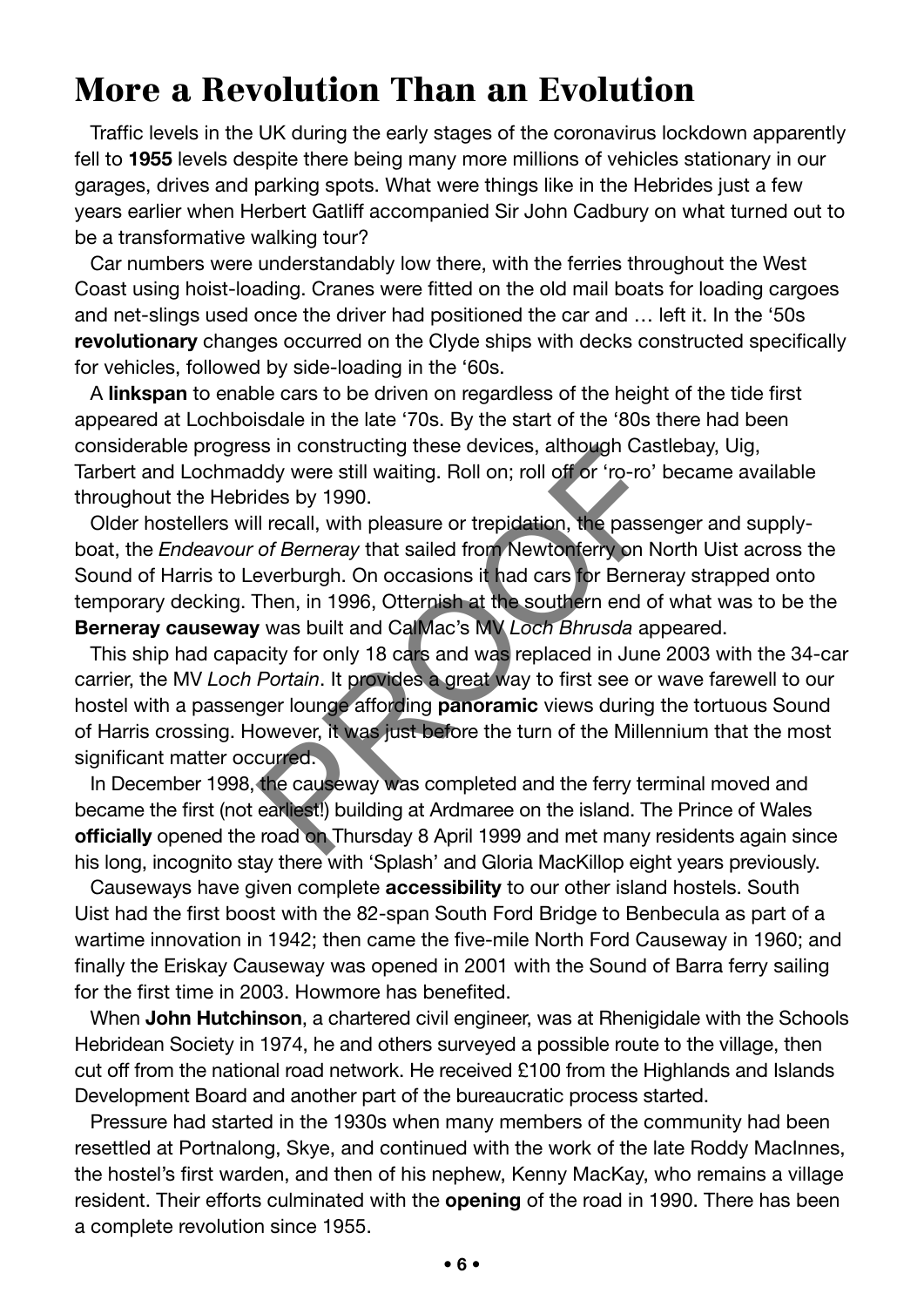# More a Revolution Than an Evolution

Traffic levels in the UK during the early stages of the coronavirus lockdown apparently fell to **1955** levels despite there being many more millions of vehicles stationary in our garages, drives and parking spots. What were things like in the Hebrides just a few years earlier when Herbert Gatliff accompanied Sir John Cadbury on what turned out to be a transformative walking tour?

Car numbers were understandably low there, with the ferries throughout the West Coast using hoist-loading. Cranes were fitted on the old mail boats for loading cargoes and net-slings used once the driver had positioned the car and … left it. In the '50s **revolutionary** changes occurred on the Clyde ships with decks constructed specifically for vehicles, followed by side-loading in the '60s.

A **linkspan** to enable cars to be driven on regardless of the height of the tide first appeared at Lochboisdale in the late '70s. By the start of the '80s there had been considerable progress in constructing these devices, although Castlebay, Uig, Tarbert and Lochmaddy were still waiting. Roll on; roll off or 'ro-ro' became available throughout the Hebrides by 1990.

Older hostellers will recall, with pleasure or trepidation, the passenger and supply-boat, the *Endeavour of Berneray* that sailed from Newtonferry on North Uist across the Sound of Harris to Leverburgh. On occasions it had cars for Berneray strapped onto temporary decking. Then, in 1996, Otternish at the southern end of what was to be the **Berneray causeway** was built and CalMac's MV *Loch Bhrusda* appeared.

This ship had capacity for only 18 cars and was replaced in June 2003 with the 34-car carrier, the MV *Loch Portain*. It provides a great way to first see or wave farewell to our hostel with a passenger lounge affording **panoramic** views during the tortuous Sound of Harris crossing. However, it was just before the turn of the Millennium that the most significant matter occurred.

In December 1998, the causeway was completed and the ferry terminal moved and became the first (not earliest!) building at Ardmaree on the island. The Prince of Wales **officially** opened the road on Thursday 8 April 1999 and met many residents again since his long, incognito stay there with 'Splash' and Gloria MacKillop eight years previously.

Causeways have given complete **accessibility** to our other island hostels. South Uist had the first boost with the 82-span South Ford Bridge to Benbecula as part of a wartime innovation in 1942; then came the five-mile North Ford Causeway in 1960; and finally the Eriskay Causeway was opened in 2001 with the Sound of Barra ferry sailing for the first time in 2003. Howmore has benefited.

When **John Hutchinson**, a chartered civil engineer, was at Rhenigidale with the Schools Hebridean Society in 1974, he and others surveyed a possible route to the village, then cut off from the national road network. He received £100 from the Highlands and Islands Development Board and another part of the bureaucratic process started.

Pressure had started in the 1930s when many members of the community had been resettled at Portnalong, Skye, and continued with the work of the late Roddy MacInnes, the hostel's first warden, and then of his nephew, Kenny MacKay, who remains a village resident. Their efforts culminated with the **opening** of the road in 1990. There has been a complete revolution since 1955.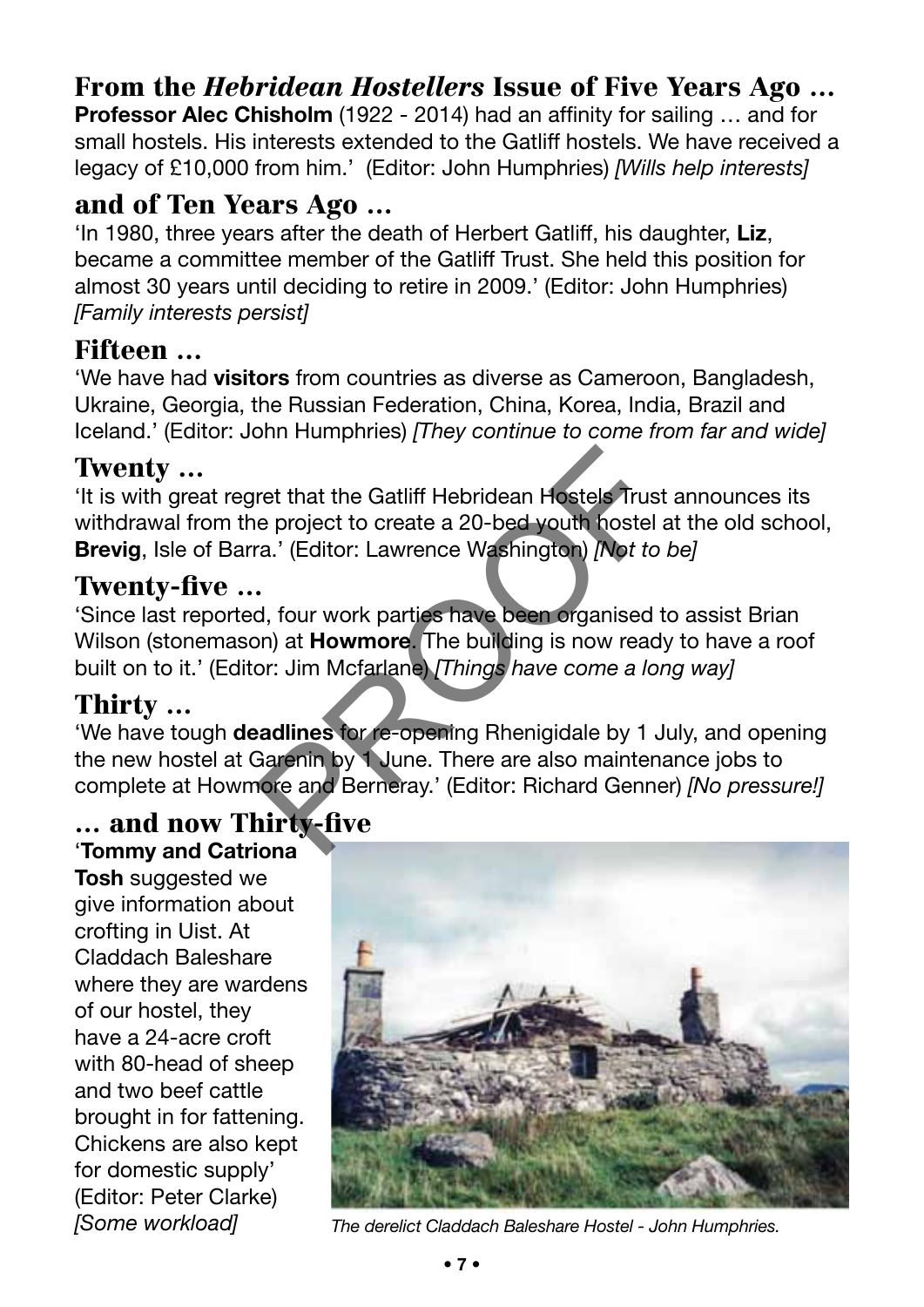## From the *Hebridean Hostellers* Issue of Five Years Ago …

**Professor Alec Chisholm** (1922 - 2014) had an affinity for sailing … and for small hostels. His interests extended to the Gatliff hostels. We have received a legacy of £10,000 from him.' (Editor: John Humphries) *[Wills help interests]*

## and of Ten Years Ago …

'In 1980, three years after the death of Herbert Gatliff, his daughter, **Liz**, became a committee member of the Gatliff Trust. She held this position for almost 30 years until deciding to retire in 2009.' (Editor: John Humphries) *[Family interests persist]*

## Fifteen …

'We have had **visitors** from countries as diverse as Cameroon, Bangladesh, Ukraine, Georgia, the Russian Federation, China, Korea, India, Brazil and Iceland.' (Editor: John Humphries) *[They continue to come from far and wide]*

## Twenty …

'It is with great regret that the Gatliff Hebridean Hostels Trust announces its withdrawal from the project to create a 20-bed youth hostel at the old school, **Brevig**, Isle of Barra.' (Editor: Lawrence Washington) *[Not to be]*

## Twenty-five …

'Since last reported, four work parties have been organised to assist Brian Wilson (stonemason) at **Howmore**. The building is now ready to have a roof built on to it.' (Editor: Jim Mcfarlane) *[Things have come a long way]*

## Thirty …

'We have tough **deadlines** for re-opening Rhenigidale by 1 July, and opening the new hostel at Garenin by 1 June. There are also maintenance jobs to complete at Howmore and Berneray.' (Editor: Richard Genner) *[No pressure!]*

## … and now Thirty-five

'**Tommy and Catriona Tosh** suggested we give information about crofting in Uist. At Claddach Baleshare where they are wardens of our hostel, they have a 24-acre croft with 80-head of sheep and two beef cattle brought in for fattening. Chickens are also kept for domestic supply' (Editor: Peter Clarke) *[Some workload]*

*The derelict Claddach Baleshare Hostel - John Humphries.*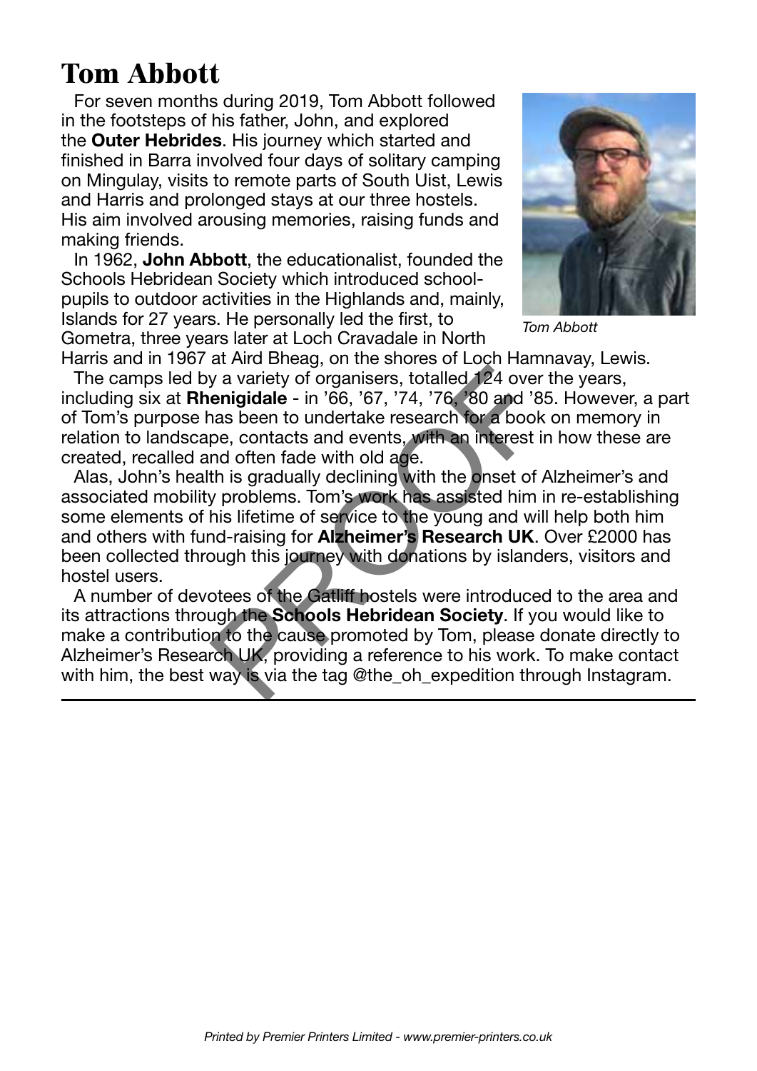# Tom Abbott

For seven months during 2019, Tom Abbott followed in the footsteps of his father, John, and explored the **Outer Hebrides**. His journey which started and finished in Barra involved four days of solitary camping on Mingulay, visits to remote parts of South Uist, Lewis and Harris and prolonged stays at our three hostels. His aim involved arousing memories, raising funds and making friends.

In 1962, **John Abbott**, the educationalist, founded the Schools Hebridean Society which introduced school-pupils to outdoor activities in the Highlands and, mainly, Islands for 27 years. He personally led the first, to Gometra, three years later at Loch Cravadale in North Harris and in 1967 at Aird Bheag, on the shores of Loch Hamnavay, Lewis.

*Tom Abbott*

The camps led by a variety of organisers, totalled 124 over the years, including six at **Rhenigidale** - in '66, '67, '74, '76, '80 and '85. However, a part of Tom's purpose has been to undertake research for a book on memory in relation to landscape, contacts and events, with an interest in how these are created, recalled and often fade with old age.

Alas, John's health is gradually declining with the onset of Alzheimer's and associated mobility problems. Tom's work has assisted him in re-establishing some elements of his lifetime of service to the young and will help both him and others with fund-raising for **Alzheimer's Research UK**. Over £2000 has been collected through this journey with donations by islanders, visitors and hostel users.

A number of devotees of the Gatliff hostels were introduced to the area and its attractions through the **Schools Hebridean Society**. If you would like to make a contribution to the cause promoted by Tom, please donate directly to Alzheimer's Research UK, providing a reference to his work. To make contact with him, the best way is via the tag @the_oh_expedition through Instagram.

---

*Printed by Premier Printers Limited - www.premier-printers.co.uk*